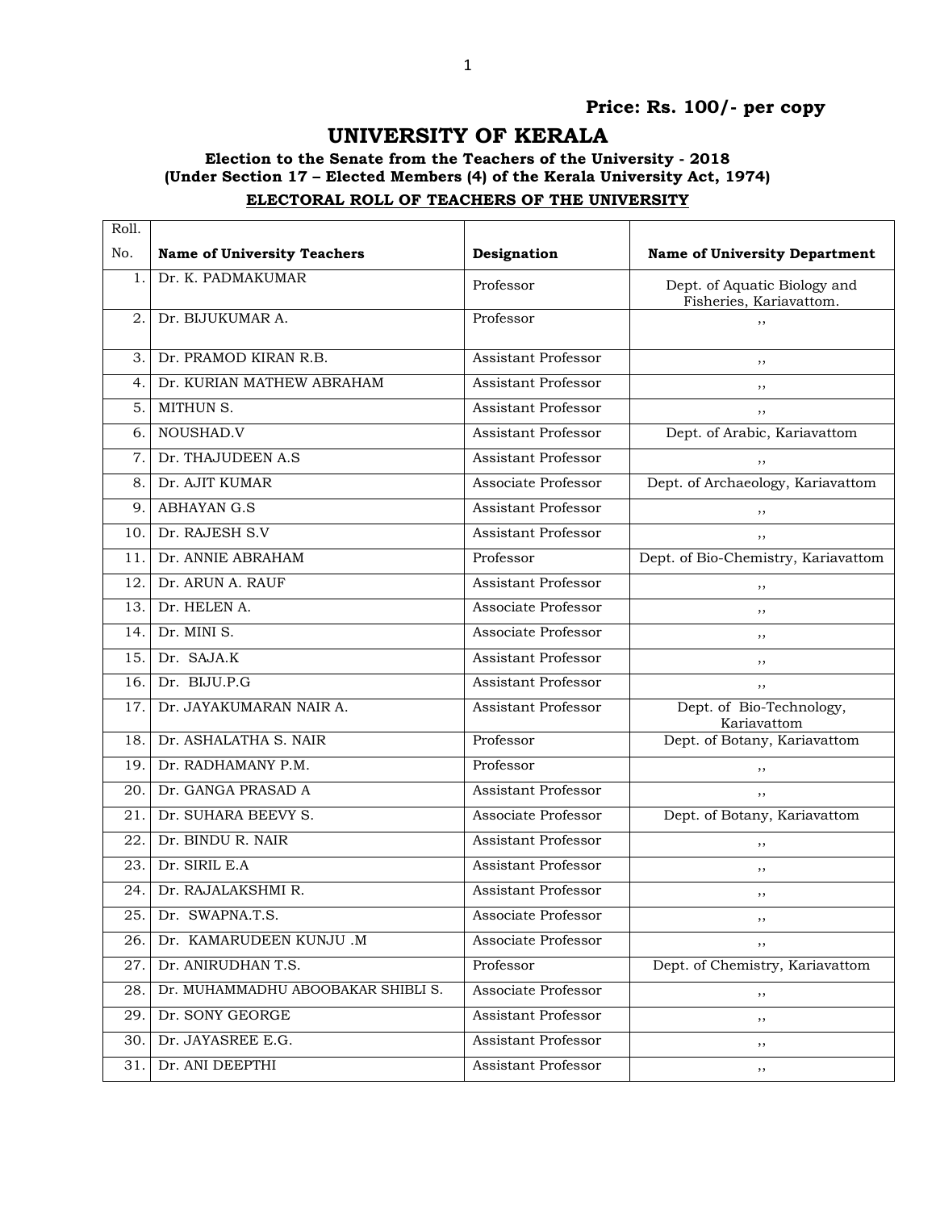**Price: Rs. 100/- per copy**

# UNIVERSITY OF KERALA

### Election to the Senate from the Teachers of the University - 2018
### (Under Section 17 – Elected Members (4) of the Kerala University Act, 1974)

**ELECTORAL ROLL OF TEACHERS OF THE UNIVERSITY**

| Roll. No. | Name of University Teachers | Designation | Name of University Department |
|---|---|---|---|
| 1. | Dr. K. PADMAKUMAR | Professor | Dept. of Aquatic Biology and Fisheries, Kariavattom. |
| 2. | Dr. BIJUKUMAR A. | Professor | ,, |
| 3. | Dr. PRAMOD KIRAN R.B. | Assistant Professor | ,, |
| 4. | Dr. KURIAN MATHEW ABRAHAM | Assistant Professor | ,, |
| 5. | MITHUN S. | Assistant Professor | ,, |
| 6. | NOUSHAD.V | Assistant Professor | Dept. of Arabic, Kariavattom |
| 7. | Dr. THAJUDEEN A.S | Assistant Professor | ,, |
| 8. | Dr. AJIT KUMAR | Associate Professor | Dept. of Archaeology, Kariavattom |
| 9. | ABHAYAN G.S | Assistant Professor | ,, |
| 10. | Dr. RAJESH S.V | Assistant Professor | ,, |
| 11. | Dr. ANNIE ABRAHAM | Professor | Dept. of Bio-Chemistry, Kariavattom |
| 12. | Dr. ARUN A. RAUF | Assistant Professor | ,, |
| 13. | Dr. HELEN A. | Associate Professor | ,, |
| 14. | Dr. MINI S. | Associate Professor | ,, |
| 15. | Dr. SAJA.K | Assistant Professor | ,, |
| 16. | Dr. BIJU.P.G | Assistant Professor | ,, |
| 17. | Dr. JAYAKUMARAN NAIR A. | Assistant Professor | Dept. of Bio-Technology, Kariavattom |
| 18. | Dr. ASHALATHA S. NAIR | Professor | Dept. of Botany, Kariavattom |
| 19. | Dr. RADHAMANY P.M. | Professor | ,, |
| 20. | Dr. GANGA PRASAD A | Assistant Professor | ,, |
| 21. | Dr. SUHARA BEEVY S. | Associate Professor | Dept. of Botany, Kariavattom |
| 22. | Dr. BINDU R. NAIR | Assistant Professor | ,, |
| 23. | Dr. SIRIL E.A | Assistant Professor | ,, |
| 24. | Dr. RAJALAKSHMI R. | Assistant Professor | ,, |
| 25. | Dr. SWAPNA.T.S. | Associate Professor | ,, |
| 26. | Dr. KAMARUDEEN KUNJU .M | Associate Professor | ,, |
| 27. | Dr. ANIRUDHAN T.S. | Professor | Dept. of Chemistry, Kariavattom |
| 28. | Dr. MUHAMMADHU ABOOBAKAR SHIBLI S. | Associate Professor | ,, |
| 29. | Dr. SONY GEORGE | Assistant Professor | ,, |
| 30. | Dr. JAYASREE E.G. | Assistant Professor | ,, |
| 31. | Dr. ANI DEEPTHI | Assistant Professor | ,, |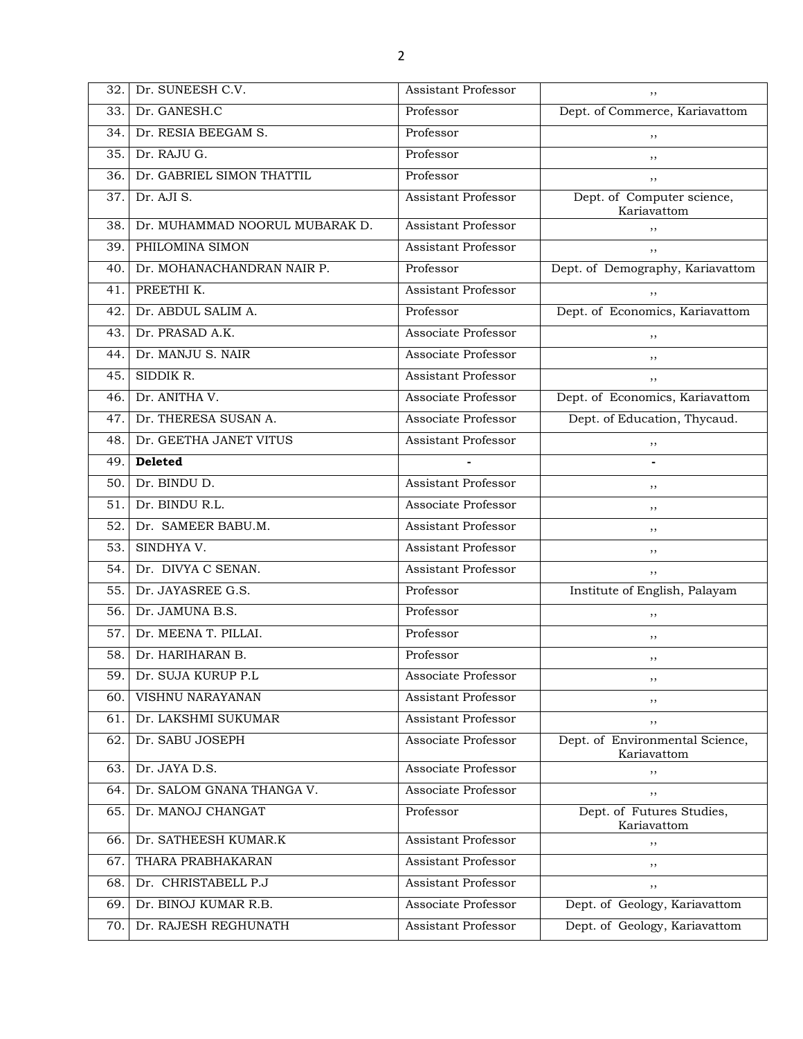| 32. | Dr. SUNEESH C.V. | Assistant Professor | ,, |
|---|---|---|---|
| 33. | Dr. GANESH.C | Professor | Dept. of Commerce, Kariavattom |
| 34. | Dr. RESIA BEEGAM S. | Professor | ,, |
| 35. | Dr. RAJU G. | Professor | ,, |
| 36. | Dr. GABRIEL SIMON THATTIL | Professor | ,, |
| 37. | Dr. AJI S. | Assistant Professor | Dept. of Computer science, Kariavattom |
| 38. | Dr. MUHAMMAD NOORUL MUBARAK D. | Assistant Professor | ,, |
| 39. | PHILOMINA SIMON | Assistant Professor | ,, |
| 40. | Dr. MOHANACHANDRAN NAIR P. | Professor | Dept. of Demography, Kariavattom |
| 41. | PREETHI K. | Assistant Professor | ,, |
| 42. | Dr. ABDUL SALIM A. | Professor | Dept. of Economics, Kariavattom |
| 43. | Dr. PRASAD A.K. | Associate Professor | ,, |
| 44. | Dr. MANJU S. NAIR | Associate Professor | ,, |
| 45. | SIDDIK R. | Assistant Professor | ,, |
| 46. | Dr. ANITHA V. | Associate Professor | Dept. of Economics, Kariavattom |
| 47. | Dr. THERESA SUSAN A. | Associate Professor | Dept. of Education, Thycaud. |
| 48. | Dr. GEETHA JANET VITUS | Assistant Professor | ,, |
| 49. | **Deleted** | - | - |
| 50. | Dr. BINDU D. | Assistant Professor | ,, |
| 51. | Dr. BINDU R.L. | Associate Professor | ,, |
| 52. | Dr. SAMEER BABU.M. | Assistant Professor | ,, |
| 53. | SINDHYA V. | Assistant Professor | ,, |
| 54. | Dr. DIVYA C SENAN. | Assistant Professor | ,, |
| 55. | Dr. JAYASREE G.S. | Professor | Institute of English, Palayam |
| 56. | Dr. JAMUNA B.S. | Professor | ,, |
| 57. | Dr. MEENA T. PILLAI. | Professor | ,, |
| 58. | Dr. HARIHARAN B. | Professor | ,, |
| 59. | Dr. SUJA KURUP P.L | Associate Professor | ,, |
| 60. | VISHNU NARAYANAN | Assistant Professor | ,, |
| 61. | Dr. LAKSHMI SUKUMAR | Assistant Professor | ,, |
| 62. | Dr. SABU JOSEPH | Associate Professor | Dept. of Environmental Science, Kariavattom |
| 63. | Dr. JAYA D.S. | Associate Professor | ,, |
| 64. | Dr. SALOM GNANA THANGA V. | Associate Professor | ,, |
| 65. | Dr. MANOJ CHANGAT | Professor | Dept. of Futures Studies, Kariavattom |
| 66. | Dr. SATHEESH KUMAR.K | Assistant Professor | ,, |
| 67. | THARA PRABHAKARAN | Assistant Professor | ,, |
| 68. | Dr. CHRISTABELL P.J | Assistant Professor | ,, |
| 69. | Dr. BINOJ KUMAR R.B. | Associate Professor | Dept. of Geology, Kariavattom |
| 70. | Dr. RAJESH REGHUNATH | Assistant Professor | Dept. of Geology, Kariavattom |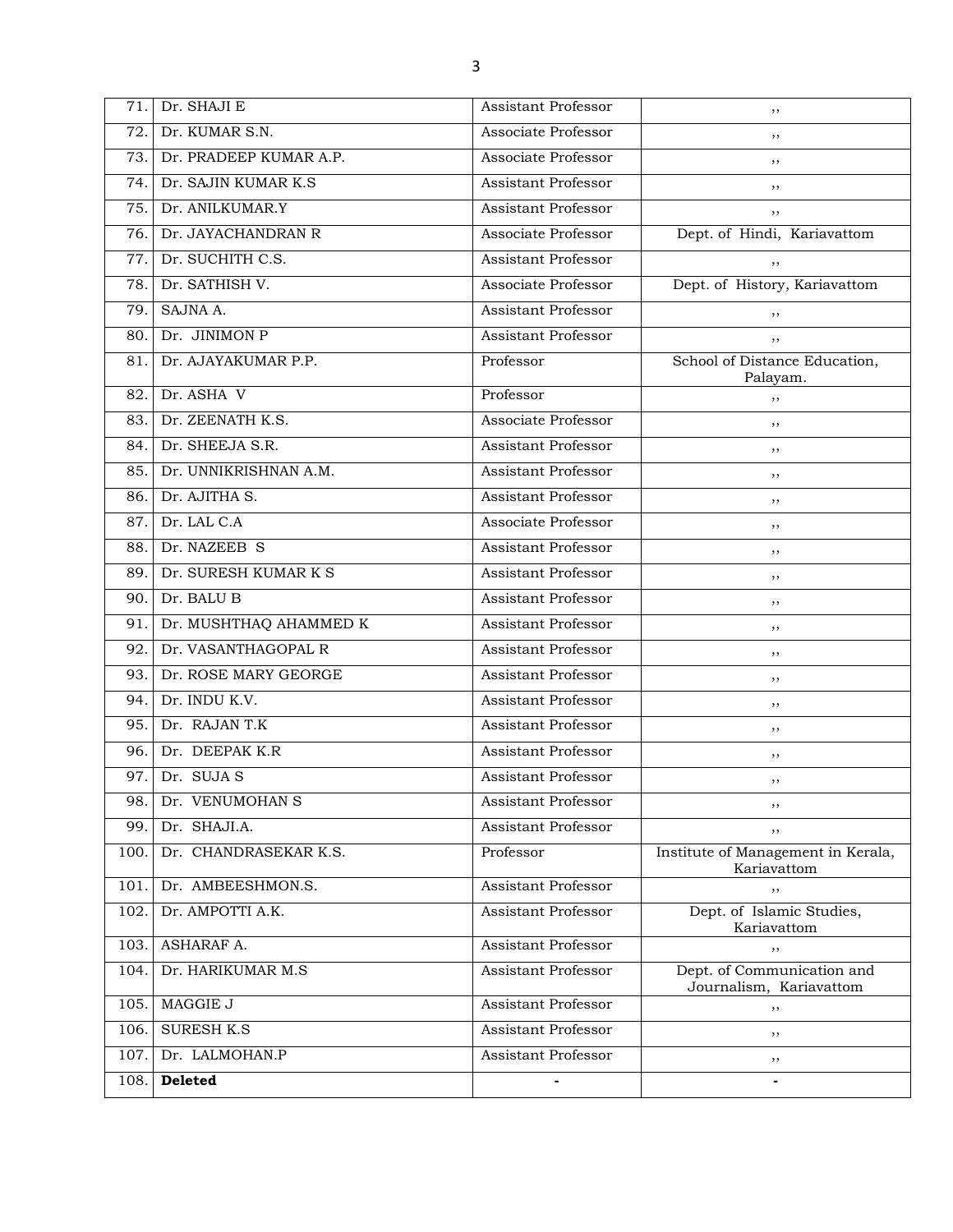| 71. | Dr. SHAJI E | Assistant Professor | ,, |
|---|---|---|---|
| 72. | Dr. KUMAR S.N. | Associate Professor | ,, |
| 73. | Dr. PRADEEP KUMAR A.P. | Associate Professor | ,, |
| 74. | Dr. SAJIN KUMAR K.S | Assistant Professor | ,, |
| 75. | Dr. ANILKUMAR.Y | Assistant Professor | ,, |
| 76. | Dr. JAYACHANDRAN R | Associate Professor | Dept. of Hindi, Kariavattom |
| 77. | Dr. SUCHITH C.S. | Assistant Professor | ,, |
| 78. | Dr. SATHISH V. | Associate Professor | Dept. of History, Kariavattom |
| 79. | SAJNA A. | Assistant Professor | ,, |
| 80. | Dr. JINIMON P | Assistant Professor | ,, |
| 81. | Dr. AJAYAKUMAR P.P. | Professor | School of Distance Education, Palayam. |
| 82. | Dr. ASHA V | Professor | ,, |
| 83. | Dr. ZEENATH K.S. | Associate Professor | ,, |
| 84. | Dr. SHEEJA S.R. | Assistant Professor | ,, |
| 85. | Dr. UNNIKRISHNAN A.M. | Assistant Professor | ,, |
| 86. | Dr. AJITHA S. | Assistant Professor | ,, |
| 87. | Dr. LAL C.A | Associate Professor | ,, |
| 88. | Dr. NAZEEB S | Assistant Professor | ,, |
| 89. | Dr. SURESH KUMAR K S | Assistant Professor | ,, |
| 90. | Dr. BALU B | Assistant Professor | ,, |
| 91. | Dr. MUSHTHAQ AHAMMED K | Assistant Professor | ,, |
| 92. | Dr. VASANTHAGOPAL R | Assistant Professor | ,, |
| 93. | Dr. ROSE MARY GEORGE | Assistant Professor | ,, |
| 94. | Dr. INDU K.V. | Assistant Professor | ,, |
| 95. | Dr. RAJAN T.K | Assistant Professor | ,, |
| 96. | Dr. DEEPAK K.R | Assistant Professor | ,, |
| 97. | Dr. SUJA S | Assistant Professor | ,, |
| 98. | Dr. VENUMOHAN S | Assistant Professor | ,, |
| 99. | Dr. SHAJI.A. | Assistant Professor | ,, |
| 100. | Dr. CHANDRASEKAR K.S. | Professor | Institute of Management in Kerala, Kariavattom |
| 101. | Dr. AMBEESHMON.S. | Assistant Professor | ,, |
| 102. | Dr. AMPOTTI A.K. | Assistant Professor | Dept. of Islamic Studies, Kariavattom |
| 103. | ASHARAF A. | Assistant Professor | ,, |
| 104. | Dr. HARIKUMAR M.S | Assistant Professor | Dept. of Communication and Journalism, Kariavattom |
| 105. | MAGGIE J | Assistant Professor | ,, |
| 106. | SURESH K.S | Assistant Professor | ,, |
| 107. | Dr. LALMOHAN.P | Assistant Professor | ,, |
| 108. | **Deleted** | - | - |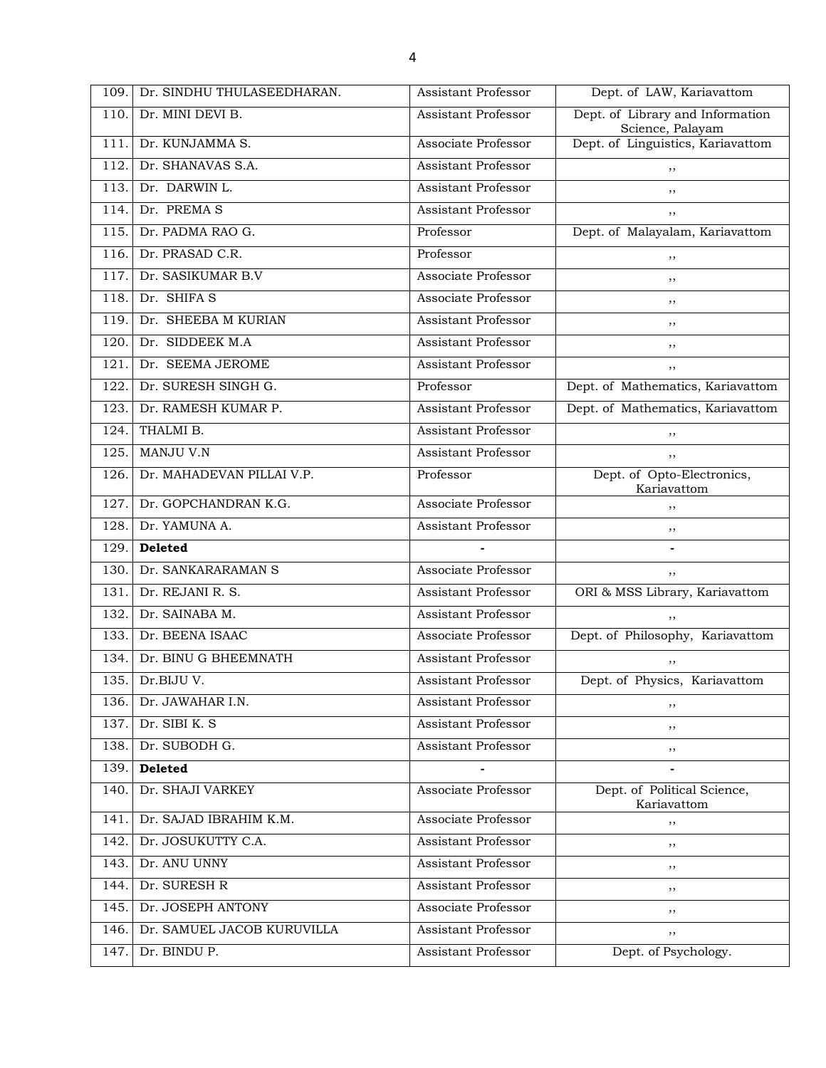| | | | |
|---|---|---|---|
| 109. | Dr. SINDHU THULASEEDHARAN. | Assistant Professor | Dept. of LAW, Kariavattom |
| 110. | Dr. MINI DEVI B. | Assistant Professor | Dept. of Library and Information Science, Palayam |
| 111. | Dr. KUNJAMMA S. | Associate Professor | Dept. of Linguistics, Kariavattom |
| 112. | Dr. SHANAVAS S.A. | Assistant Professor | ,, |
| 113. | Dr. DARWIN L. | Assistant Professor | ,, |
| 114. | Dr. PREMA S | Assistant Professor | ,, |
| 115. | Dr. PADMA RAO G. | Professor | Dept. of Malayalam, Kariavattom |
| 116. | Dr. PRASAD C.R. | Professor | ,, |
| 117. | Dr. SASIKUMAR B.V | Associate Professor | ,, |
| 118. | Dr. SHIFA S | Associate Professor | ,, |
| 119. | Dr. SHEEBA M KURIAN | Assistant Professor | ,, |
| 120. | Dr. SIDDEEK M.A | Assistant Professor | ,, |
| 121. | Dr. SEEMA JEROME | Assistant Professor | ,, |
| 122. | Dr. SURESH SINGH G. | Professor | Dept. of Mathematics, Kariavattom |
| 123. | Dr. RAMESH KUMAR P. | Assistant Professor | Dept. of Mathematics, Kariavattom |
| 124. | THALMI B. | Assistant Professor | ,, |
| 125. | MANJU V.N | Assistant Professor | ,, |
| 126. | Dr. MAHADEVAN PILLAI V.P. | Professor | Dept. of Opto-Electronics, Kariavattom |
| 127. | Dr. GOPCHANDRAN K.G. | Associate Professor | ,, |
| 128. | Dr. YAMUNA A. | Assistant Professor | ,, |
| 129. | **Deleted** | - | - |
| 130. | Dr. SANKARARAMAN S | Associate Professor | ,, |
| 131. | Dr. REJANI R. S. | Assistant Professor | ORI & MSS Library, Kariavattom |
| 132. | Dr. SAINABA M. | Assistant Professor | ,, |
| 133. | Dr. BEENA ISAAC | Associate Professor | Dept. of Philosophy, Kariavattom |
| 134. | Dr. BINU G BHEEMNATH | Assistant Professor | ,, |
| 135. | Dr.BIJU V. | Assistant Professor | Dept. of Physics, Kariavattom |
| 136. | Dr. JAWAHAR I.N. | Assistant Professor | ,, |
| 137. | Dr. SIBI K. S | Assistant Professor | ,, |
| 138. | Dr. SUBODH G. | Assistant Professor | ,, |
| 139. | **Deleted** | - | - |
| 140. | Dr. SHAJI VARKEY | Associate Professor | Dept. of Political Science, Kariavattom |
| 141. | Dr. SAJAD IBRAHIM K.M. | Associate Professor | ,, |
| 142. | Dr. JOSUKUTTY C.A. | Assistant Professor | ,, |
| 143. | Dr. ANU UNNY | Assistant Professor | ,, |
| 144. | Dr. SURESH R | Assistant Professor | ,, |
| 145. | Dr. JOSEPH ANTONY | Associate Professor | ,, |
| 146. | Dr. SAMUEL JACOB KURUVILLA | Assistant Professor | ,, |
| 147. | Dr. BINDU P. | Assistant Professor | Dept. of Psychology. |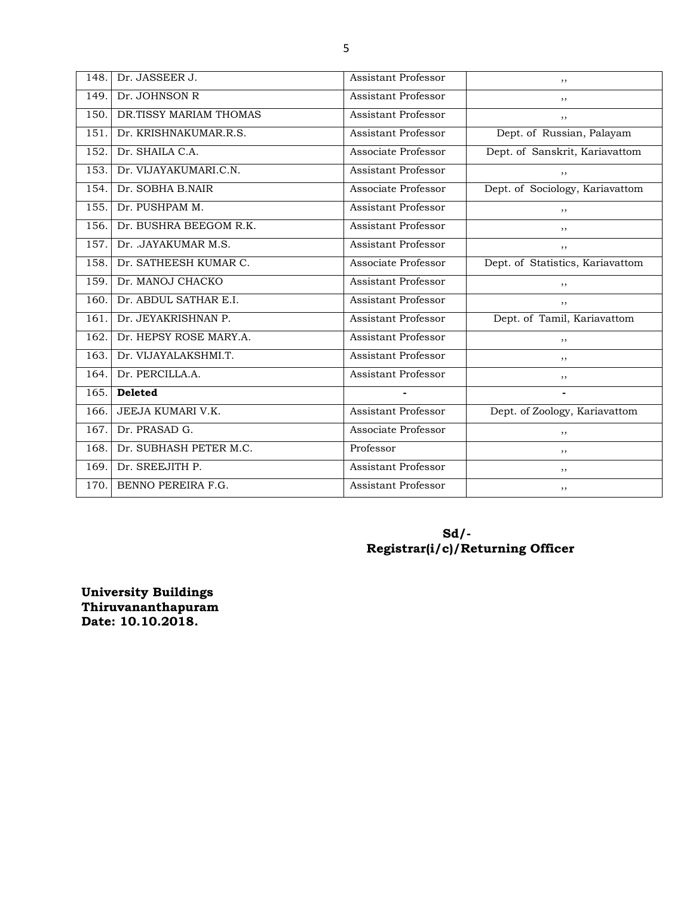| | | | |
|---|---|---|---|
| 148. | Dr. JASSEER J. | Assistant Professor | ,, |
| 149. | Dr. JOHNSON R | Assistant Professor | ,, |
| 150. | DR.TISSY MARIAM THOMAS | Assistant Professor | ,, |
| 151. | Dr. KRISHNAKUMAR.R.S. | Assistant Professor | Dept. of Russian, Palayam |
| 152. | Dr. SHAILA C.A. | Associate Professor | Dept. of Sanskrit, Kariavattom |
| 153. | Dr. VIJAYAKUMARI.C.N. | Assistant Professor | ,, |
| 154. | Dr. SOBHA B.NAIR | Associate Professor | Dept. of Sociology, Kariavattom |
| 155. | Dr. PUSHPAM M. | Assistant Professor | ,, |
| 156. | Dr. BUSHRA BEEGOM R.K. | Assistant Professor | ,, |
| 157. | Dr. .JAYAKUMAR M.S. | Assistant Professor | ,, |
| 158. | Dr. SATHEESH KUMAR C. | Associate Professor | Dept. of Statistics, Kariavattom |
| 159. | Dr. MANOJ CHACKO | Assistant Professor | ,, |
| 160. | Dr. ABDUL SATHAR E.I. | Assistant Professor | ,, |
| 161. | Dr. JEYAKRISHNAN P. | Assistant Professor | Dept. of Tamil, Kariavattom |
| 162. | Dr. HEPSY ROSE MARY.A. | Assistant Professor | ,, |
| 163. | Dr. VIJAYALAKSHMI.T. | Assistant Professor | ,, |
| 164. | Dr. PERCILLA.A. | Assistant Professor | ,, |
| 165. | **Deleted** | - | - |
| 166. | JEEJA KUMARI V.K. | Assistant Professor | Dept. of Zoology, Kariavattom |
| 167. | Dr. PRASAD G. | Associate Professor | ,, |
| 168. | Dr. SUBHASH PETER M.C. | Professor | ,, |
| 169. | Dr. SREEJITH P. | Assistant Professor | ,, |
| 170. | BENNO PEREIRA F.G. | Assistant Professor | ,, |

**Sd/-**
**Registrar(i/c)/Returning Officer**

**University Buildings**
**Thiruvananthapuram**
**Date: 10.10.2018.**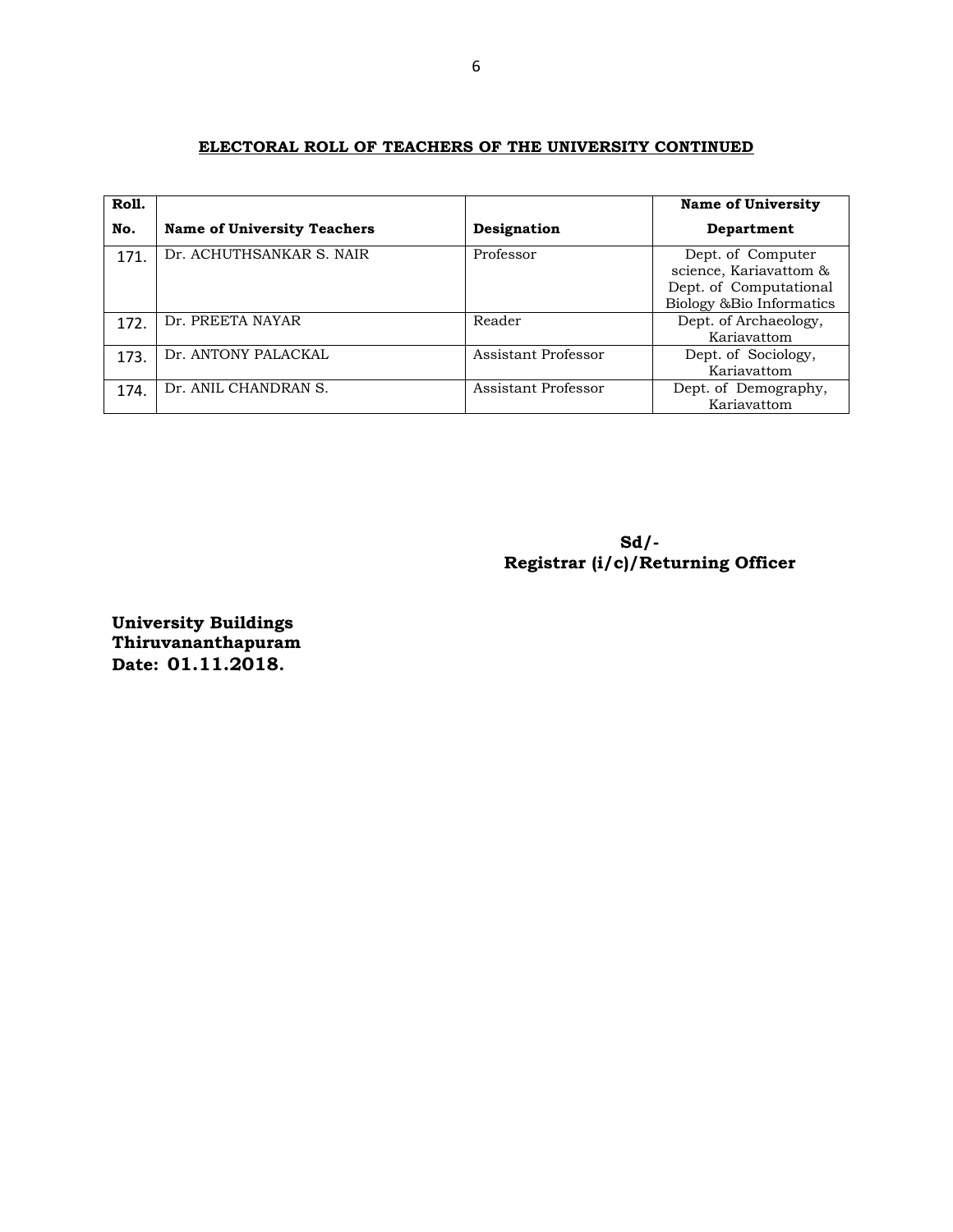## ELECTORAL ROLL OF TEACHERS OF THE UNIVERSITY CONTINUED

| Roll. No. | Name of University Teachers | Designation | Name of University Department |
|---|---|---|---|
| 171. | Dr. ACHUTHSANKAR S. NAIR | Professor | Dept. of Computer science, Kariavattom & Dept. of Computational Biology &Bio Informatics |
| 172. | Dr. PREETA NAYAR | Reader | Dept. of Archaeology, Kariavattom |
| 173. | Dr. ANTONY PALACKAL | Assistant Professor | Dept. of Sociology, Kariavattom |
| 174. | Dr. ANIL CHANDRAN S. | Assistant Professor | Dept. of Demography, Kariavattom |

**Sd/-**
**Registrar (i/c)/Returning Officer**

**University Buildings**
**Thiruvananthapuram**
**Date: 01.11.2018.**